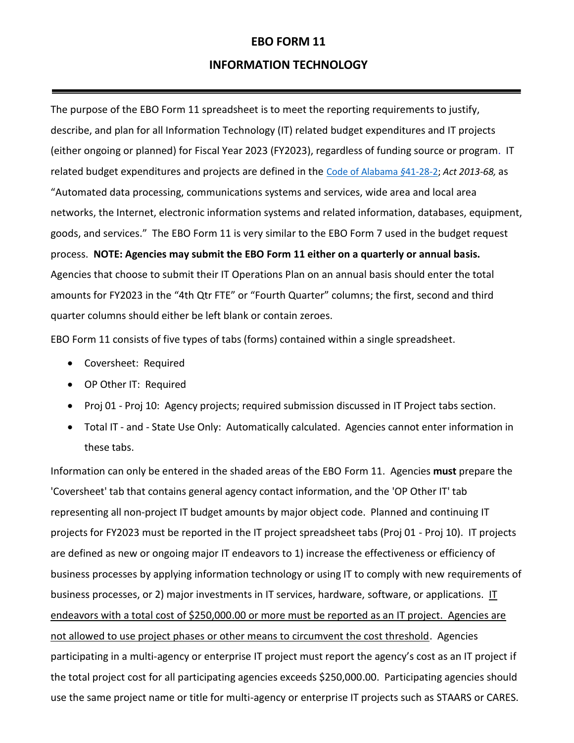# EBO FORM 11

## INFORMATION TECHNOLOGY

---

The purpose of the EBO Form 11 spreadsheet is to meet the reporting requirements to justify, describe, and plan for all Information Technology (IT) related budget expenditures and IT projects (either ongoing or planned) for Fiscal Year 2023 (FY2023), regardless of funding source or program. IT related budget expenditures and projects are defined in the Code of Alabama §41-28-2; *Act 2013-68,* as "Automated data processing, communications systems and services, wide area and local area networks, the Internet, electronic information systems and related information, databases, equipment, goods, and services." The EBO Form 11 is very similar to the EBO Form 7 used in the budget request process. **NOTE: Agencies may submit the EBO Form 11 either on a quarterly or annual basis.** Agencies that choose to submit their IT Operations Plan on an annual basis should enter the total amounts for FY2023 in the "4th Qtr FTE" or "Fourth Quarter" columns; the first, second and third quarter columns should either be left blank or contain zeroes.

EBO Form 11 consists of five types of tabs (forms) contained within a single spreadsheet.

- Coversheet: Required
- OP Other IT: Required
- Proj 01 - Proj 10: Agency projects; required submission discussed in IT Project tabs section.
- Total IT - and - State Use Only: Automatically calculated. Agencies cannot enter information in these tabs.

Information can only be entered in the shaded areas of the EBO Form 11. Agencies **must** prepare the 'Coversheet' tab that contains general agency contact information, and the 'OP Other IT' tab representing all non-project IT budget amounts by major object code. Planned and continuing IT projects for FY2023 must be reported in the IT project spreadsheet tabs (Proj 01 - Proj 10). IT projects are defined as new or ongoing major IT endeavors to 1) increase the effectiveness or efficiency of business processes by applying information technology or using IT to comply with new requirements of business processes, or 2) major investments in IT services, hardware, software, or applications. <u>IT endeavors with a total cost of $250,000.00 or more must be reported as an IT project. Agencies are not allowed to use project phases or other means to circumvent the cost threshold</u>. Agencies participating in a multi-agency or enterprise IT project must report the agency's cost as an IT project if the total project cost for all participating agencies exceeds $250,000.00. Participating agencies should use the same project name or title for multi-agency or enterprise IT projects such as STAARS or CARES.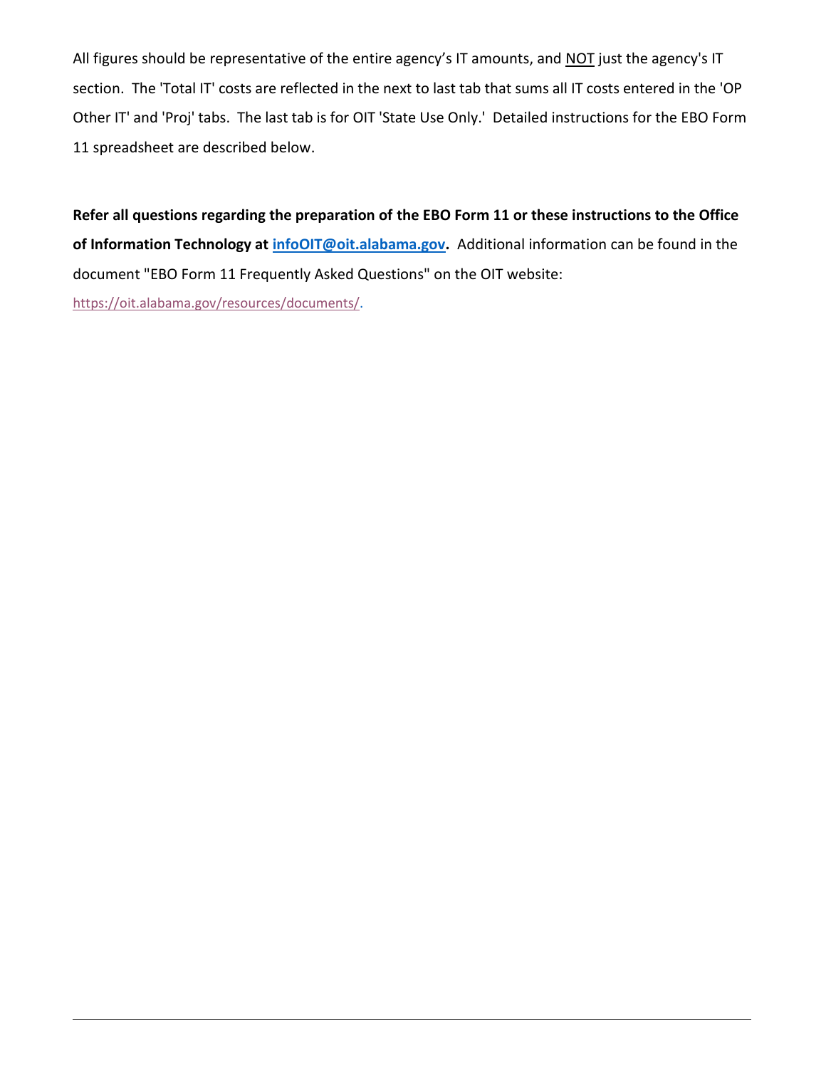All figures should be representative of the entire agency's IT amounts, and NOT just the agency's IT section. The 'Total IT' costs are reflected in the next to last tab that sums all IT costs entered in the 'OP Other IT' and 'Proj' tabs. The last tab is for OIT 'State Use Only.' Detailed instructions for the EBO Form 11 spreadsheet are described below.

**Refer all questions regarding the preparation of the EBO Form 11 or these instructions to the Office of Information Technology at [infoOIT@oit.alabama.gov](mailto:infoOIT@oit.alabama.gov).** Additional information can be found in the document "EBO Form 11 Frequently Asked Questions" on the OIT website: [https://oit.alabama.gov/resources/documents/](https://oit.alabama.gov/resources/documents/).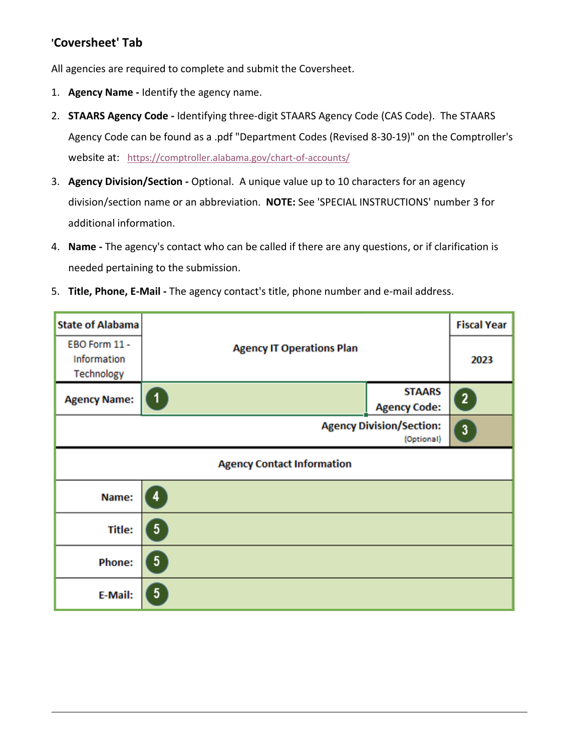## 'Coversheet' Tab

All agencies are required to complete and submit the Coversheet.

1. **Agency Name -** Identify the agency name.
2. **STAARS Agency Code -** Identifying three-digit STAARS Agency Code (CAS Code). The STAARS Agency Code can be found as a .pdf "Department Codes (Revised 8-30-19)" on the Comptroller's website at: https://comptroller.alabama.gov/chart-of-accounts/
3. **Agency Division/Section -** Optional. A unique value up to 10 characters for an agency division/section name or an abbreviation. **NOTE:** See 'SPECIAL INSTRUCTIONS' number 3 for additional information.
4. **Name -** The agency's contact who can be called if there are any questions, or if clarification is needed pertaining to the submission.
5. **Title, Phone, E-Mail -** The agency contact's title, phone number and e-mail address.

| State of Alabama | Agency IT Operations Plan | | Fiscal Year |
|---|---|---|---|
| EBO Form 11 - Information Technology | | | 2023 |
| Agency Name: | 1 | STAARS Agency Code: | 2 |
| | | Agency Division/Section: (Optional) | 3 |
| Agency Contact Information | | | |
| Name: | 4 | | |
| Title: | 5 | | |
| Phone: | 5 | | |
| E-Mail: | 5 | | |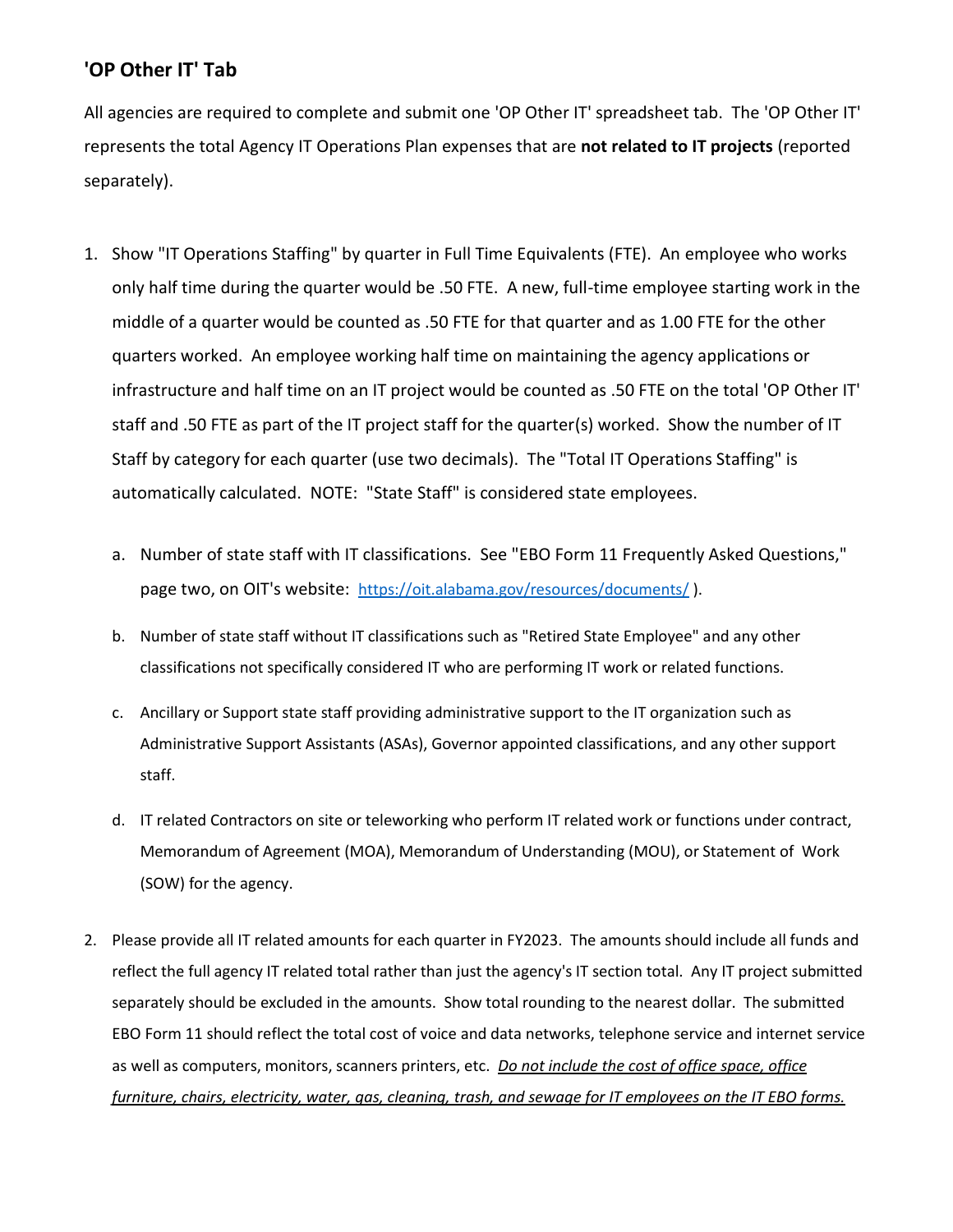## 'OP Other IT' Tab

All agencies are required to complete and submit one 'OP Other IT' spreadsheet tab. The 'OP Other IT' represents the total Agency IT Operations Plan expenses that are **not related to IT projects** (reported separately).

1. Show "IT Operations Staffing" by quarter in Full Time Equivalents (FTE). An employee who works only half time during the quarter would be .50 FTE. A new, full-time employee starting work in the middle of a quarter would be counted as .50 FTE for that quarter and as 1.00 FTE for the other quarters worked. An employee working half time on maintaining the agency applications or infrastructure and half time on an IT project would be counted as .50 FTE on the total 'OP Other IT' staff and .50 FTE as part of the IT project staff for the quarter(s) worked. Show the number of IT Staff by category for each quarter (use two decimals). The "Total IT Operations Staffing" is automatically calculated. NOTE: "State Staff" is considered state employees.
   a. Number of state staff with IT classifications. See "EBO Form 11 Frequently Asked Questions," page two, on OIT's website: https://oit.alabama.gov/resources/documents/ ).
   b. Number of state staff without IT classifications such as "Retired State Employee" and any other classifications not specifically considered IT who are performing IT work or related functions.
   c. Ancillary or Support state staff providing administrative support to the IT organization such as Administrative Support Assistants (ASAs), Governor appointed classifications, and any other support staff.
   d. IT related Contractors on site or teleworking who perform IT related work or functions under contract, Memorandum of Agreement (MOA), Memorandum of Understanding (MOU), or Statement of Work (SOW) for the agency.

2. Please provide all IT related amounts for each quarter in FY2023. The amounts should include all funds and reflect the full agency IT related total rather than just the agency's IT section total. Any IT project submitted separately should be excluded in the amounts. Show total rounding to the nearest dollar. The submitted EBO Form 11 should reflect the total cost of voice and data networks, telephone service and internet service as well as computers, monitors, scanners printers, etc. *Do not include the cost of office space, office furniture, chairs, electricity, water, gas, cleaning, trash, and sewage for IT employees on the IT EBO forms.*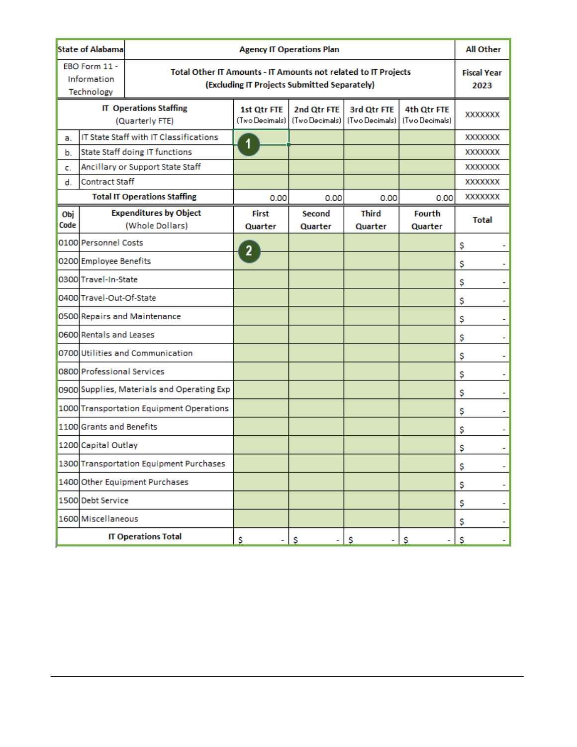| State of Alabama | Agency IT Operations Plan | | | | | All Other |
|---|---|---|---|---|---|---|
| EBO Form 11 - Information Technology | Total Other IT Amounts - IT Amounts not related to IT Projects (Excluding IT Projects Submitted Separately) | | | | | Fiscal Year 2023 |
| IT Operations Staffing (Quarterly FTE) | | 1st Qtr FTE (Two Decimals) | 2nd Qtr FTE (Two Decimals) | 3rd Qtr FTE (Two Decimals) | 4th Qtr FTE (Two Decimals) | XXXXXXX |
| a. | IT State Staff with IT Classifications | 1 | | | | XXXXXXX |
| b. | State Staff doing IT functions | | | | | XXXXXXX |
| c. | Ancillary or Support State Staff | | | | | XXXXXXX |
| d. | Contract Staff | | | | | XXXXXXX |
| Total IT Operations Staffing | | 0.00 | 0.00 | 0.00 | 0.00 | XXXXXXX |
| Obj Code | Expenditures by Object (Whole Dollars) | First Quarter | Second Quarter | Third Quarter | Fourth Quarter | Total |
| 0100 | Personnel Costs | 2 | | | | $ - |
| 0200 | Employee Benefits | | | | | $ - |
| 0300 | Travel-In-State | | | | | $ - |
| 0400 | Travel-Out-Of-State | | | | | $ - |
| 0500 | Repairs and Maintenance | | | | | $ - |
| 0600 | Rentals and Leases | | | | | $ - |
| 0700 | Utilities and Communication | | | | | $ - |
| 0800 | Professional Services | | | | | $ - |
| 0900 | Supplies, Materials and Operating Exp | | | | | $ - |
| 1000 | Transportation Equipment Operations | | | | | $ - |
| 1100 | Grants and Benefits | | | | | $ - |
| 1200 | Capital Outlay | | | | | $ - |
| 1300 | Transportation Equipment Purchases | | | | | $ - |
| 1400 | Other Equipment Purchases | | | | | $ - |
| 1500 | Debt Service | | | | | $ - |
| 1600 | Miscellaneous | | | | | $ - |
| IT Operations Total | | $ - | $ - | $ - | $ - | $ - |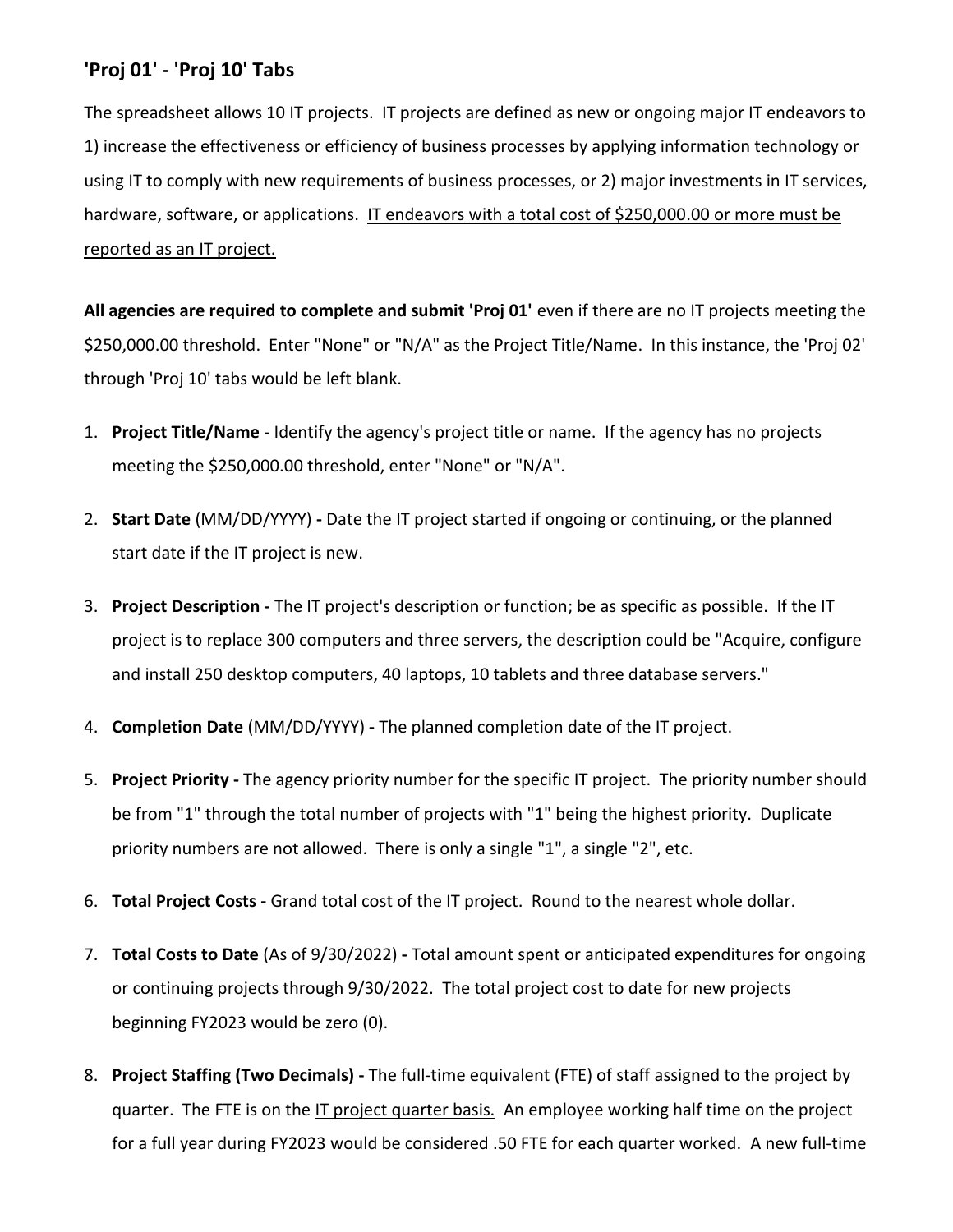## 'Proj 01' - 'Proj 10' Tabs

The spreadsheet allows 10 IT projects. IT projects are defined as new or ongoing major IT endeavors to 1) increase the effectiveness or efficiency of business processes by applying information technology or using IT to comply with new requirements of business processes, or 2) major investments in IT services, hardware, software, or applications. IT endeavors with a total cost of $250,000.00 or more must be reported as an IT project.

**All agencies are required to complete and submit 'Proj 01'** even if there are no IT projects meeting the $250,000.00 threshold. Enter "None" or "N/A" as the Project Title/Name. In this instance, the 'Proj 02' through 'Proj 10' tabs would be left blank.

1. **Project Title/Name** - Identify the agency's project title or name. If the agency has no projects meeting the $250,000.00 threshold, enter "None" or "N/A".
2. **Start Date** (MM/DD/YYYY) **-** Date the IT project started if ongoing or continuing, or the planned start date if the IT project is new.
3. **Project Description -** The IT project's description or function; be as specific as possible. If the IT project is to replace 300 computers and three servers, the description could be "Acquire, configure and install 250 desktop computers, 40 laptops, 10 tablets and three database servers."
4. **Completion Date** (MM/DD/YYYY) **-** The planned completion date of the IT project.
5. **Project Priority -** The agency priority number for the specific IT project. The priority number should be from "1" through the total number of projects with "1" being the highest priority. Duplicate priority numbers are not allowed. There is only a single "1", a single "2", etc.
6. **Total Project Costs -** Grand total cost of the IT project. Round to the nearest whole dollar.
7. **Total Costs to Date** (As of 9/30/2022) **-** Total amount spent or anticipated expenditures for ongoing or continuing projects through 9/30/2022. The total project cost to date for new projects beginning FY2023 would be zero (0).
8. **Project Staffing (Two Decimals) -** The full-time equivalent (FTE) of staff assigned to the project by quarter. The FTE is on the IT project quarter basis. An employee working half time on the project for a full year during FY2023 would be considered .50 FTE for each quarter worked. A new full-time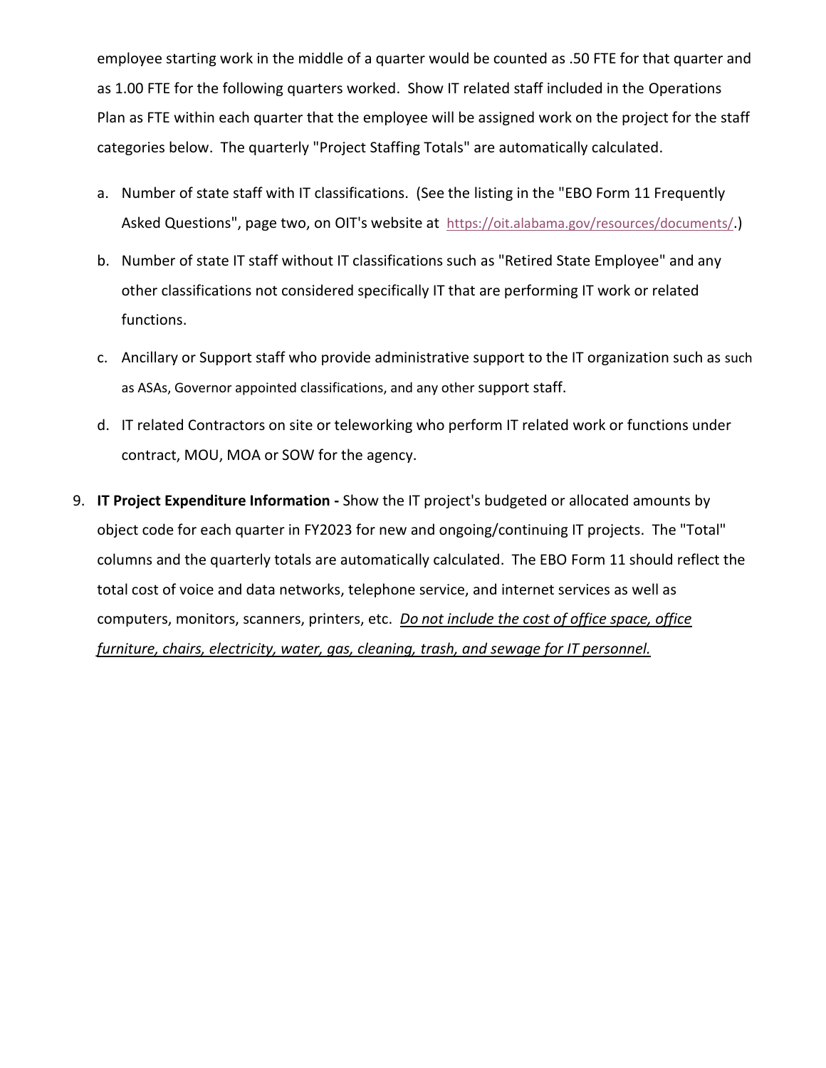employee starting work in the middle of a quarter would be counted as .50 FTE for that quarter and as 1.00 FTE for the following quarters worked. Show IT related staff included in the Operations Plan as FTE within each quarter that the employee will be assigned work on the project for the staff categories below. The quarterly "Project Staffing Totals" are automatically calculated.

a. Number of state staff with IT classifications. (See the listing in the "EBO Form 11 Frequently Asked Questions", page two, on OIT's website at https://oit.alabama.gov/resources/documents/.)
b. Number of state IT staff without IT classifications such as "Retired State Employee" and any other classifications not considered specifically IT that are performing IT work or related functions.
c. Ancillary or Support staff who provide administrative support to the IT organization such as such as ASAs, Governor appointed classifications, and any other support staff.
d. IT related Contractors on site or teleworking who perform IT related work or functions under contract, MOU, MOA or SOW for the agency.

9. **IT Project Expenditure Information -** Show the IT project's budgeted or allocated amounts by object code for each quarter in FY2023 for new and ongoing/continuing IT projects. The "Total" columns and the quarterly totals are automatically calculated. The EBO Form 11 should reflect the total cost of voice and data networks, telephone service, and internet services as well as computers, monitors, scanners, printers, etc. *Do not include the cost of office space, office furniture, chairs, electricity, water, gas, cleaning, trash, and sewage for IT personnel.*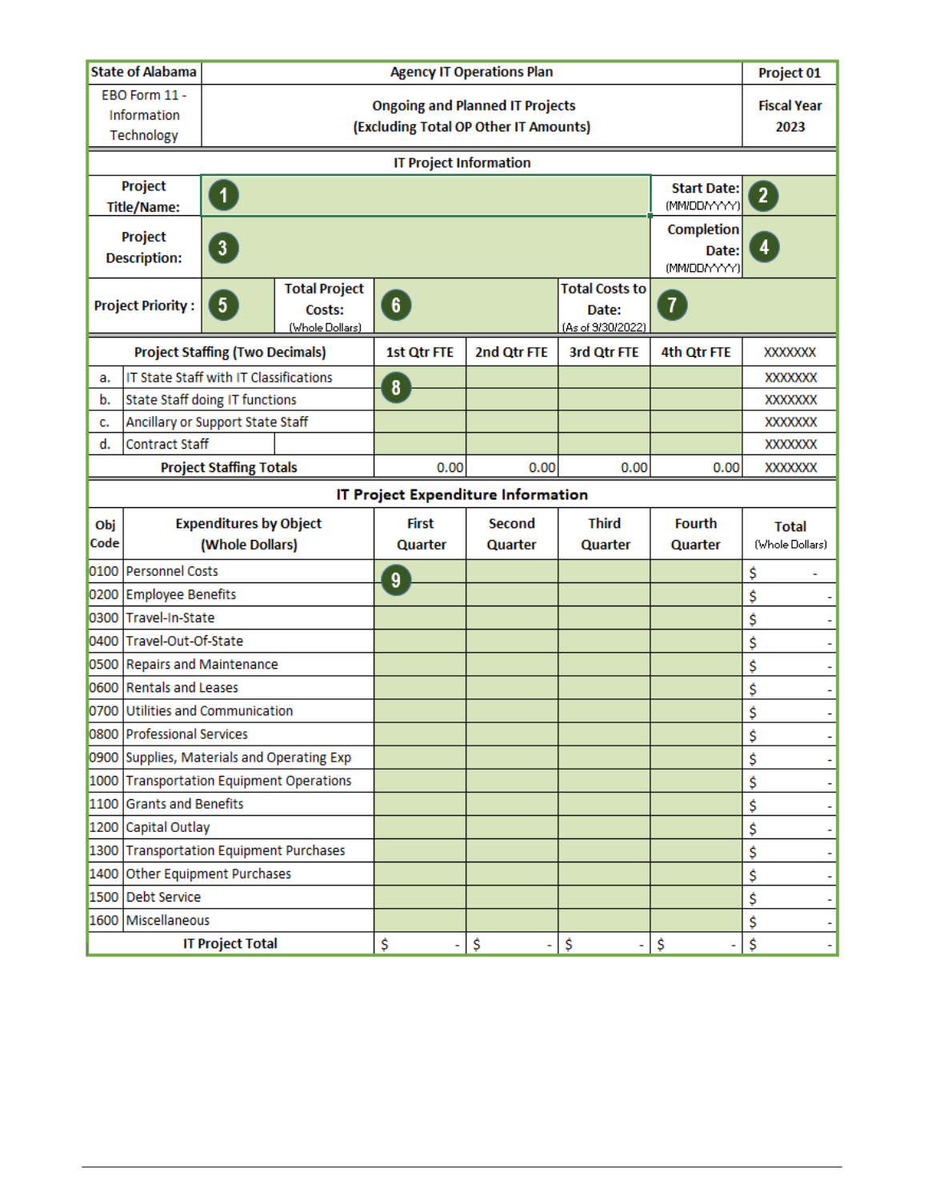| State of Alabama | Agency IT Operations Plan | | | | | Project 01 |
|---|---|---|---|---|---|---|
| EBO Form 11 - Information Technology | Ongoing and Planned IT Projects (Excluding Total OP Other IT Amounts) | | | | | Fiscal Year 2023 |

| IT Project Information | | | | | |
|---|---|---|---|---|---|
| Project Title/Name: | 1 | | | Start Date: (MM/DD/YYYY) | 2 |
| Project Description: | 3 | | | Completion Date: (MM/DD/YYYY) | 4 |
| Project Priority : | 5 | Total Project Costs: (Whole Dollars) | 6 | Total Costs to Date: (As of 9/30/2022) | 7 |

| | Project Staffing (Two Decimals) | 1st Qtr FTE | 2nd Qtr FTE | 3rd Qtr FTE | 4th Qtr FTE | XXXXXXX |
|---|---|---|---|---|---|---|
| a. | IT State Staff with IT Classifications | 8 | | | | XXXXXXX |
| b. | State Staff doing IT functions | | | | | XXXXXXX |
| c. | Ancillary or Support State Staff | | | | | XXXXXXX |
| d. | Contract Staff | | | | | XXXXXXX |
| | Project Staffing Totals | 0.00 | 0.00 | 0.00 | 0.00 | XXXXXXX |

**IT Project Expenditure Information**

| Obj Code | Expenditures by Object (Whole Dollars) | First Quarter | Second Quarter | Third Quarter | Fourth Quarter | Total (Whole Dollars) |
|---|---|---|---|---|---|---|
| 0100 | Personnel Costs | 9 | | | | $ - |
| 0200 | Employee Benefits | | | | | $ - |
| 0300 | Travel-In-State | | | | | $ - |
| 0400 | Travel-Out-Of-State | | | | | $ - |
| 0500 | Repairs and Maintenance | | | | | $ - |
| 0600 | Rentals and Leases | | | | | $ - |
| 0700 | Utilities and Communication | | | | | $ - |
| 0800 | Professional Services | | | | | $ - |
| 0900 | Supplies, Materials and Operating Exp | | | | | $ - |
| 1000 | Transportation Equipment Operations | | | | | $ - |
| 1100 | Grants and Benefits | | | | | $ - |
| 1200 | Capital Outlay | | | | | $ - |
| 1300 | Transportation Equipment Purchases | | | | | $ - |
| 1400 | Other Equipment Purchases | | | | | $ - |
| 1500 | Debt Service | | | | | $ - |
| 1600 | Miscellaneous | | | | | $ - |
| | IT Project Total | $ - | $ - | $ - | $ - | $ - |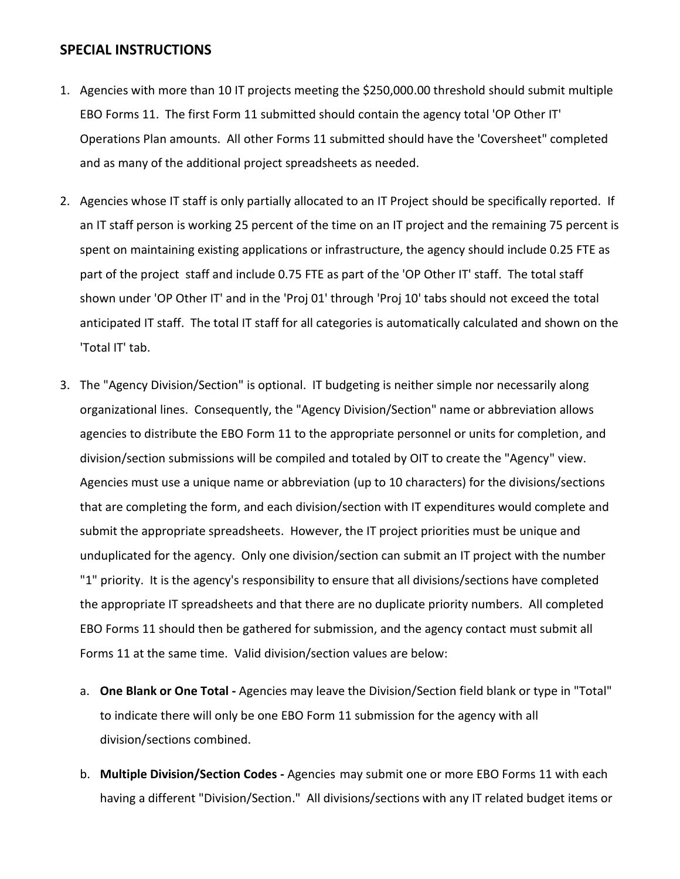## SPECIAL INSTRUCTIONS

1. Agencies with more than 10 IT projects meeting the $250,000.00 threshold should submit multiple EBO Forms 11. The first Form 11 submitted should contain the agency total 'OP Other IT' Operations Plan amounts. All other Forms 11 submitted should have the 'Coversheet" completed and as many of the additional project spreadsheets as needed.

2. Agencies whose IT staff is only partially allocated to an IT Project should be specifically reported. If an IT staff person is working 25 percent of the time on an IT project and the remaining 75 percent is spent on maintaining existing applications or infrastructure, the agency should include 0.25 FTE as part of the project staff and include 0.75 FTE as part of the 'OP Other IT' staff. The total staff shown under 'OP Other IT' and in the 'Proj 01' through 'Proj 10' tabs should not exceed the total anticipated IT staff. The total IT staff for all categories is automatically calculated and shown on the 'Total IT' tab.

3. The "Agency Division/Section" is optional. IT budgeting is neither simple nor necessarily along organizational lines. Consequently, the "Agency Division/Section" name or abbreviation allows agencies to distribute the EBO Form 11 to the appropriate personnel or units for completion, and division/section submissions will be compiled and totaled by OIT to create the "Agency" view. Agencies must use a unique name or abbreviation (up to 10 characters) for the divisions/sections that are completing the form, and each division/section with IT expenditures would complete and submit the appropriate spreadsheets. However, the IT project priorities must be unique and unduplicated for the agency. Only one division/section can submit an IT project with the number "1" priority. It is the agency's responsibility to ensure that all divisions/sections have completed the appropriate IT spreadsheets and that there are no duplicate priority numbers. All completed EBO Forms 11 should then be gathered for submission, and the agency contact must submit all Forms 11 at the same time. Valid division/section values are below:

    a. **One Blank or One Total -** Agencies may leave the Division/Section field blank or type in "Total" to indicate there will only be one EBO Form 11 submission for the agency with all division/sections combined.

    b. **Multiple Division/Section Codes -** Agencies may submit one or more EBO Forms 11 with each having a different "Division/Section." All divisions/sections with any IT related budget items or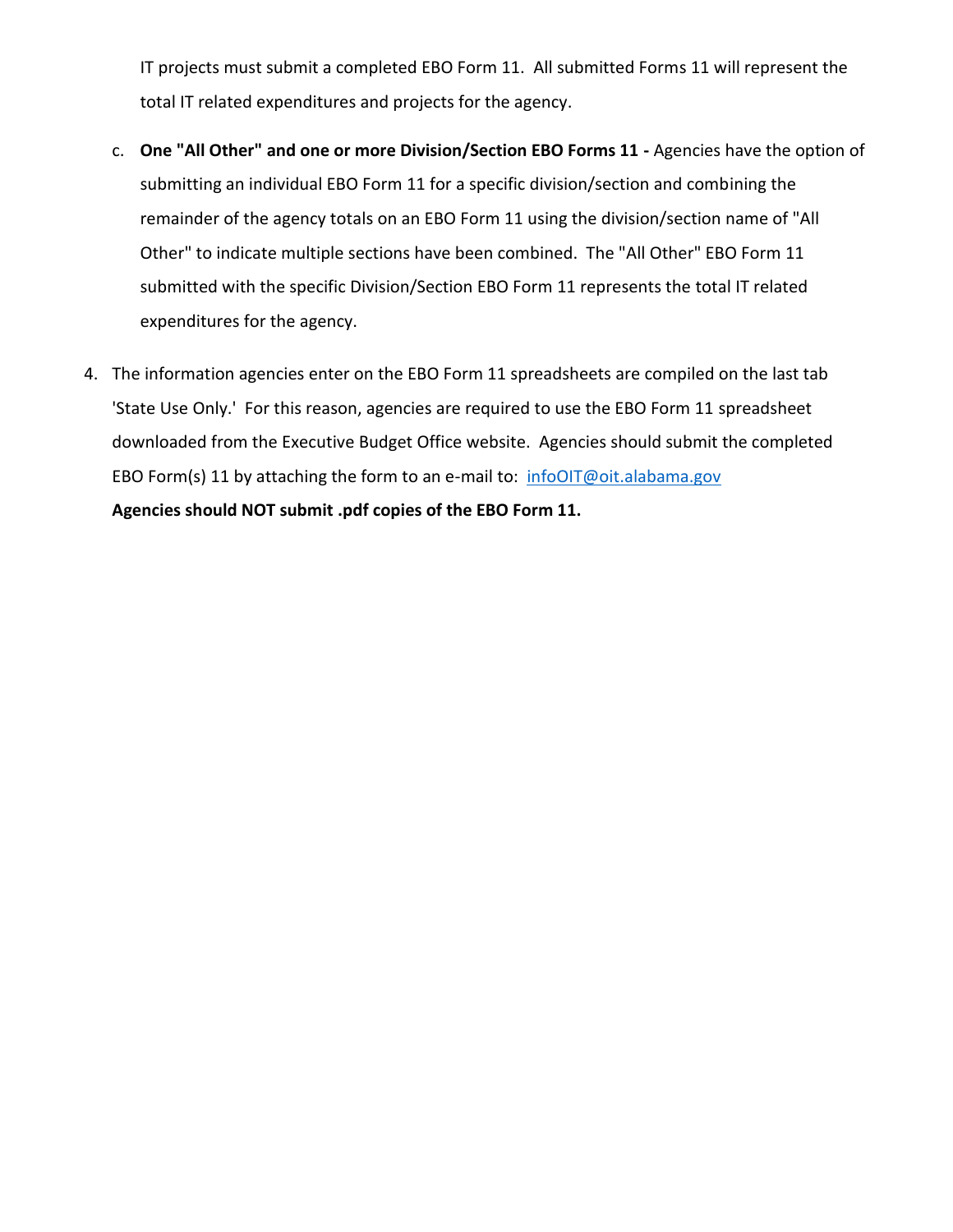IT projects must submit a completed EBO Form 11. All submitted Forms 11 will represent the total IT related expenditures and projects for the agency.

c. **One "All Other" and one or more Division/Section EBO Forms 11 -** Agencies have the option of submitting an individual EBO Form 11 for a specific division/section and combining the remainder of the agency totals on an EBO Form 11 using the division/section name of "All Other" to indicate multiple sections have been combined. The "All Other" EBO Form 11 submitted with the specific Division/Section EBO Form 11 represents the total IT related expenditures for the agency.

4. The information agencies enter on the EBO Form 11 spreadsheets are compiled on the last tab 'State Use Only.' For this reason, agencies are required to use the EBO Form 11 spreadsheet downloaded from the Executive Budget Office website. Agencies should submit the completed EBO Form(s) 11 by attaching the form to an e-mail to: infoOIT@oit.alabama.gov
   **Agencies should NOT submit .pdf copies of the EBO Form 11.**